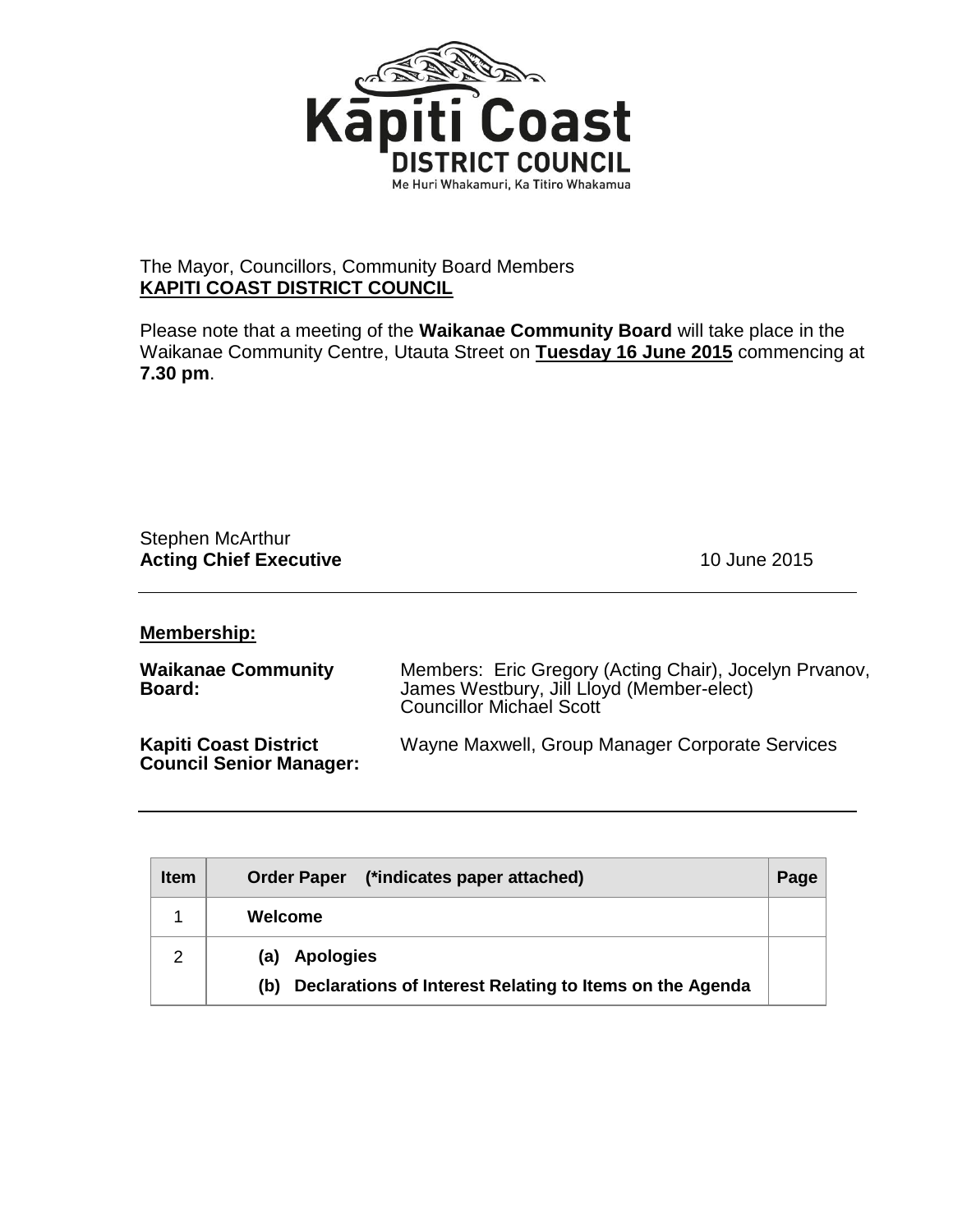Kāpiti Coast
DISTRICT COUNCIL
Me Huri Whakamuri, Ka Titiro Whakamua

The Mayor, Councillors, Community Board Members
**KAPITI COAST DISTRICT COUNCIL**

Please note that a meeting of the **Waikanae Community Board** will take place in the Waikanae Community Centre, Utauta Street on **Tuesday 16 June 2015** commencing at **7.30 pm**.

Stephen McArthur
**Acting Chief Executive** 10 June 2015

---

**Membership:**

**Waikanae Community Board:** Members: Eric Gregory (Acting Chair), Jocelyn Prvanov, James Westbury, Jill Lloyd (Member-elect)
Councillor Michael Scott

**Kapiti Coast District Council Senior Manager:** Wayne Maxwell, Group Manager Corporate Services

---

| Item | Order Paper (*indicates paper attached) | Page |
|---|---|---|
| 1 | **Welcome** | |
| 2 | **(a) Apologies**<br>**(b) Declarations of Interest Relating to Items on the Agenda** | |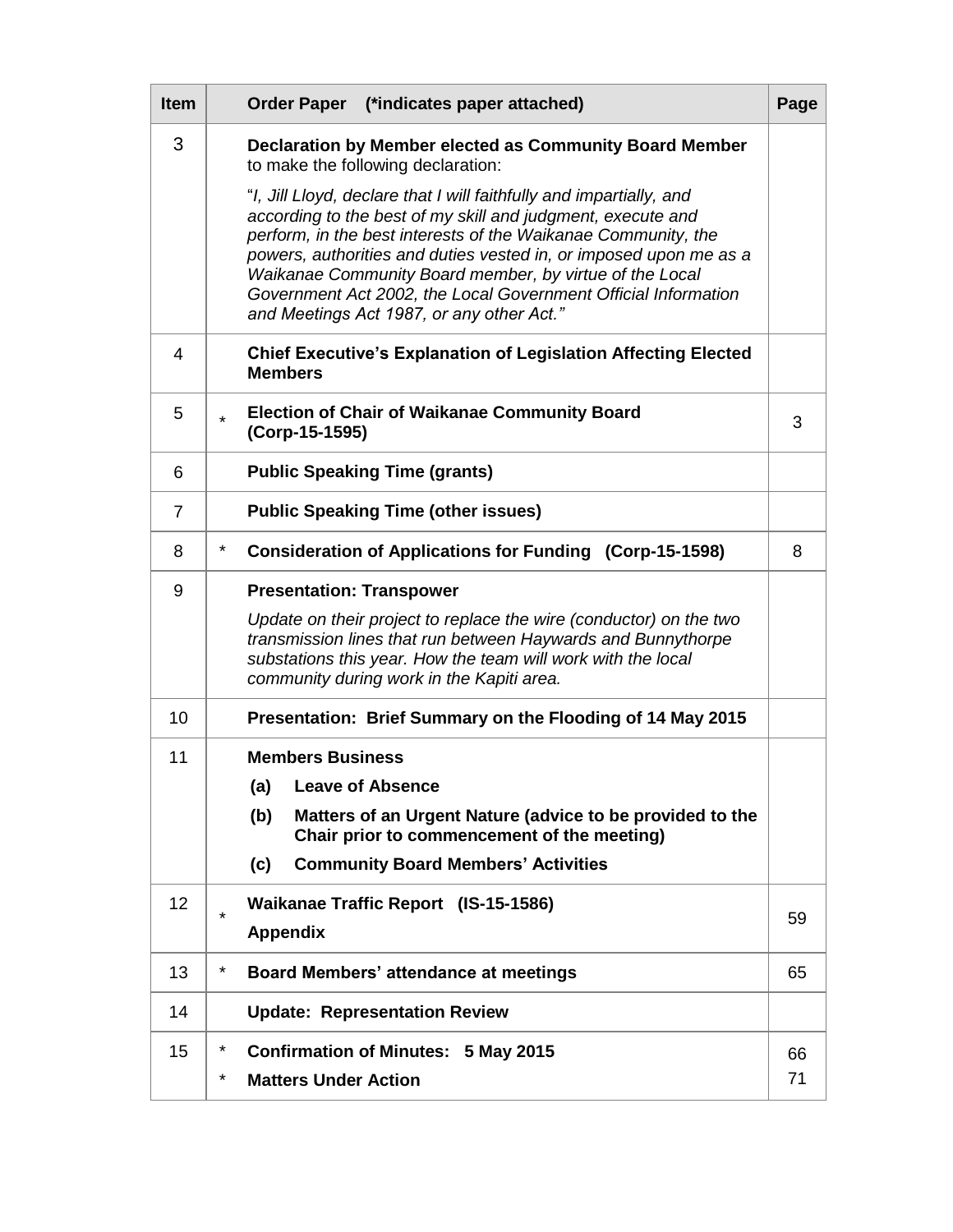| Item | | Order Paper (*indicates paper attached) | Page |
|---|---|---|---|
| 3 | | **Declaration by Member elected as Community Board Member** to make the following declaration:<br><br>"*I, Jill Lloyd, declare that I will faithfully and impartially, and according to the best of my skill and judgment, execute and perform, in the best interests of the Waikanae Community, the powers, authorities and duties vested in, or imposed upon me as a Waikanae Community Board member, by virtue of the Local Government Act 2002, the Local Government Official Information and Meetings Act 1987, or any other Act.*" | |
| 4 | | **Chief Executive's Explanation of Legislation Affecting Elected Members** | |
| 5 | * | **Election of Chair of Waikanae Community Board (Corp-15-1595)** | 3 |
| 6 | | **Public Speaking Time (grants)** | |
| 7 | | **Public Speaking Time (other issues)** | |
| 8 | * | **Consideration of Applications for Funding (Corp-15-1598)** | 8 |
| 9 | | **Presentation: Transpower**<br><br>*Update on their project to replace the wire (conductor) on the two transmission lines that run between Haywards and Bunnythorpe substations this year. How the team will work with the local community during work in the Kapiti area.* | |
| 10 | | **Presentation: Brief Summary on the Flooding of 14 May 2015** | |
| 11 | | **Members Business**<br>**(a) Leave of Absence**<br>**(b) Matters of an Urgent Nature (advice to be provided to the Chair prior to commencement of the meeting)**<br>**(c) Community Board Members' Activities** | |
| 12 | * | **Waikanae Traffic Report (IS-15-1586)**<br>**Appendix** | 59 |
| 13 | * | **Board Members' attendance at meetings** | 65 |
| 14 | | **Update: Representation Review** | |
| 15 | *<br>* | **Confirmation of Minutes: 5 May 2015**<br>**Matters Under Action** | 66<br>71 |